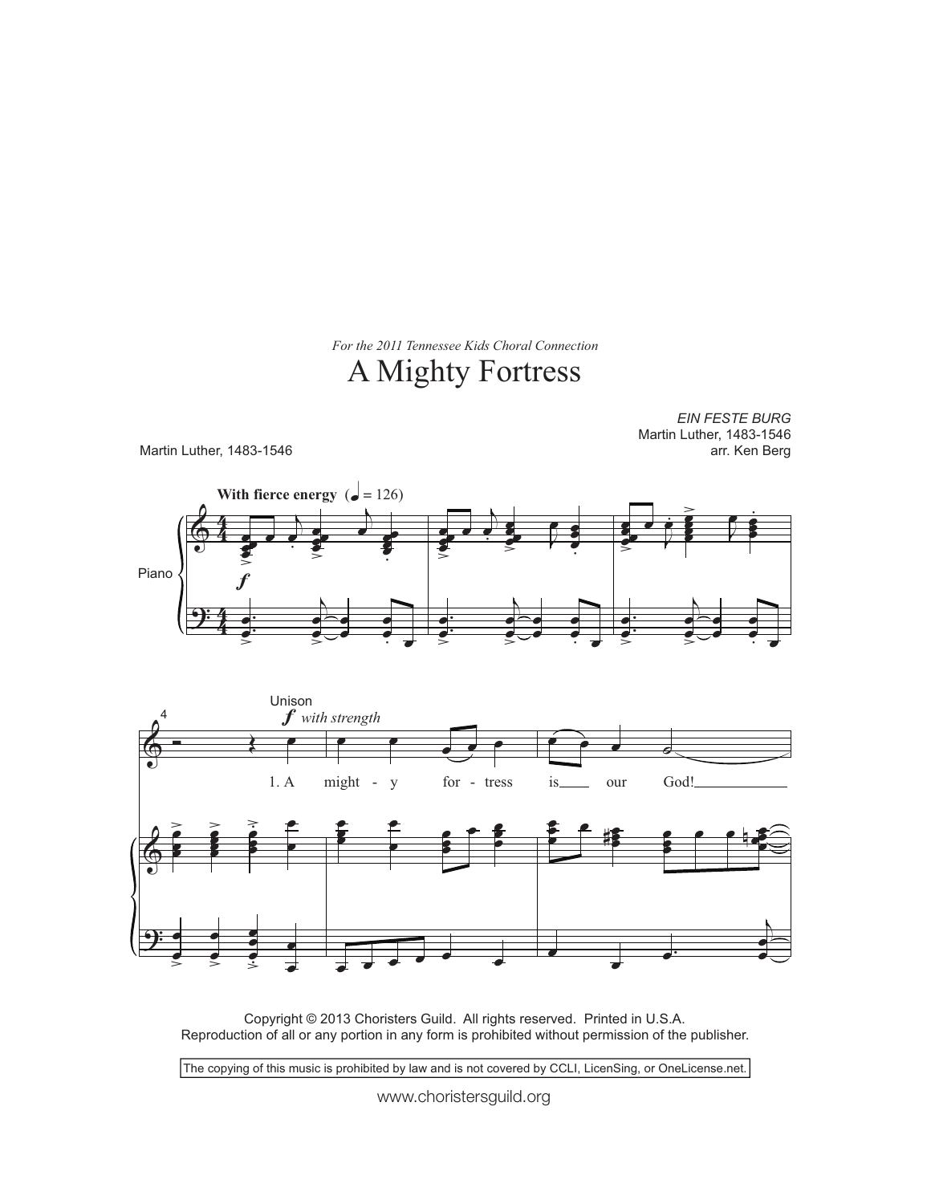*For the 2011 Tennessee Kids Choral Connection*

# A Mighty Fortress

*EIN FESTE BURG*
Martin Luther, 1483-1546
arr. Ken Berg

Martin Luther, 1483-1546

**With fierce energy** (♩ = 126)

Piano

*f*

Unison

*f with strength*

1. A might - y for - tress is our God!

Copyright © 2013 Choristers Guild. All rights reserved. Printed in U.S.A.
Reproduction of all or any portion in any form is prohibited without permission of the publisher.

The copying of this music is prohibited by law and is not covered by CCLI, LicenSing, or OneLicense.net.

www.choristersguild.org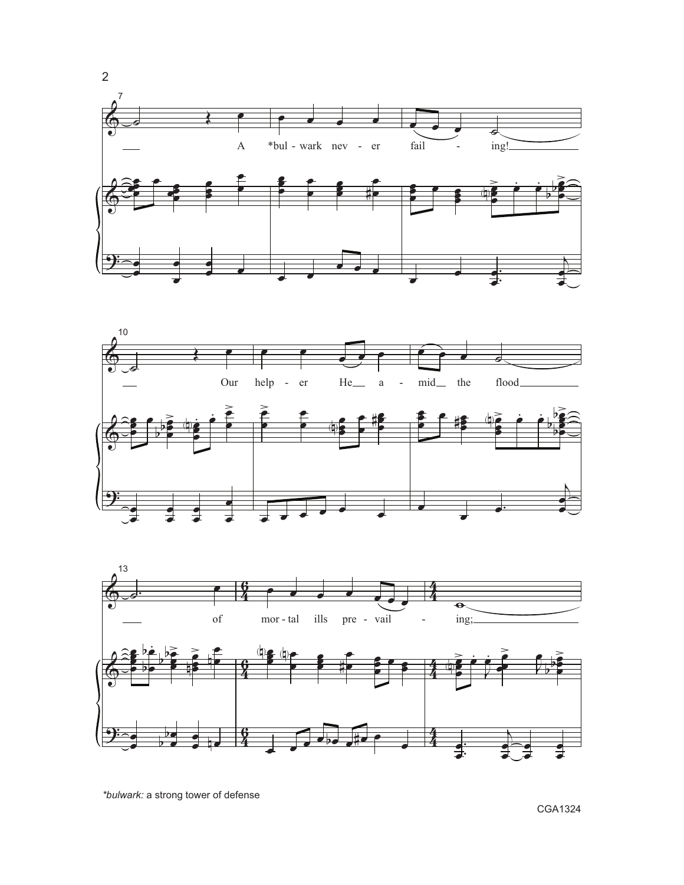*bulwark: a strong tower of defense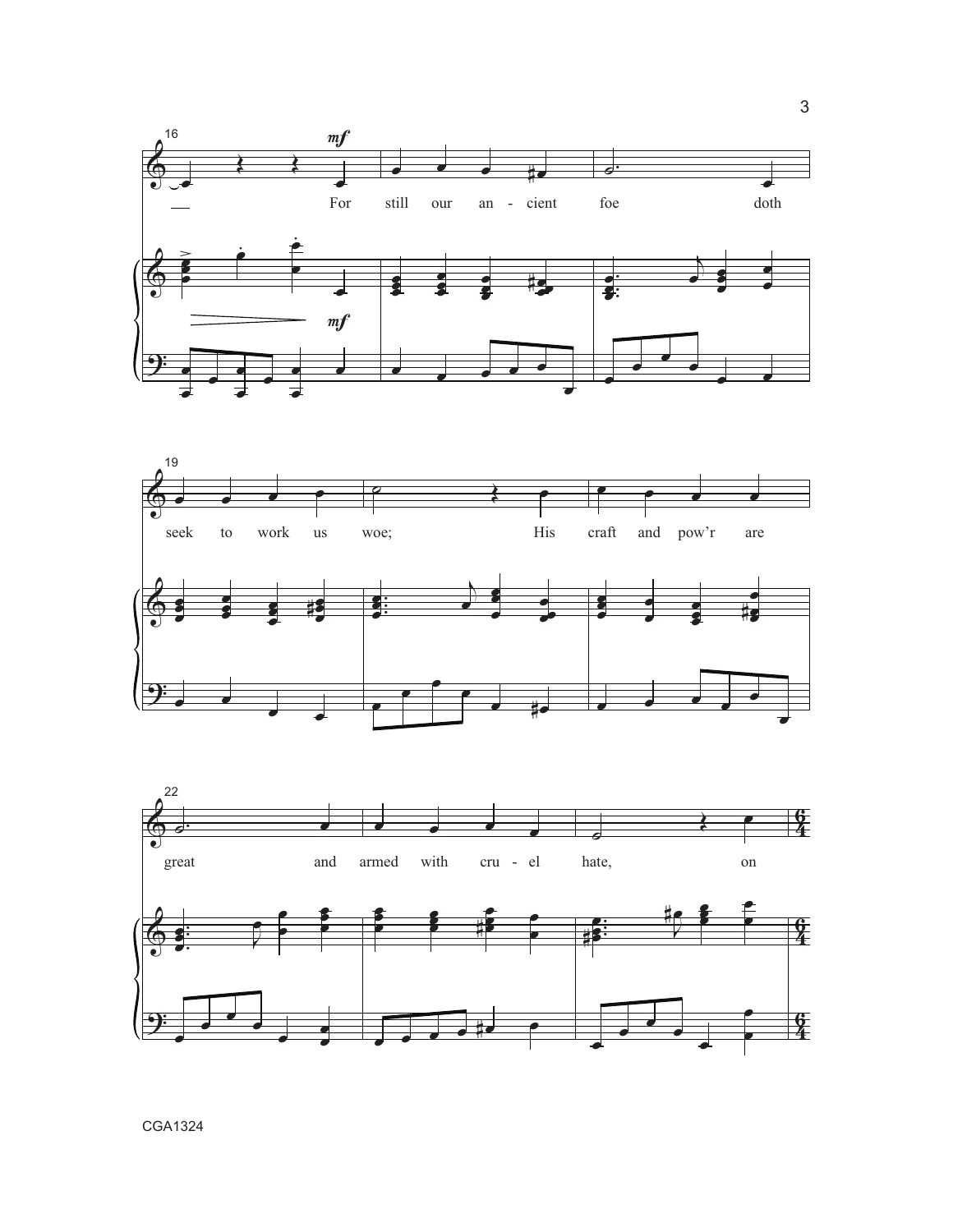16

*mf*

For still our an - cient foe doth

*mf*

19

seek to work us woe; His craft and pow'r are

22

great and armed with cru - el hate, on

CGA1324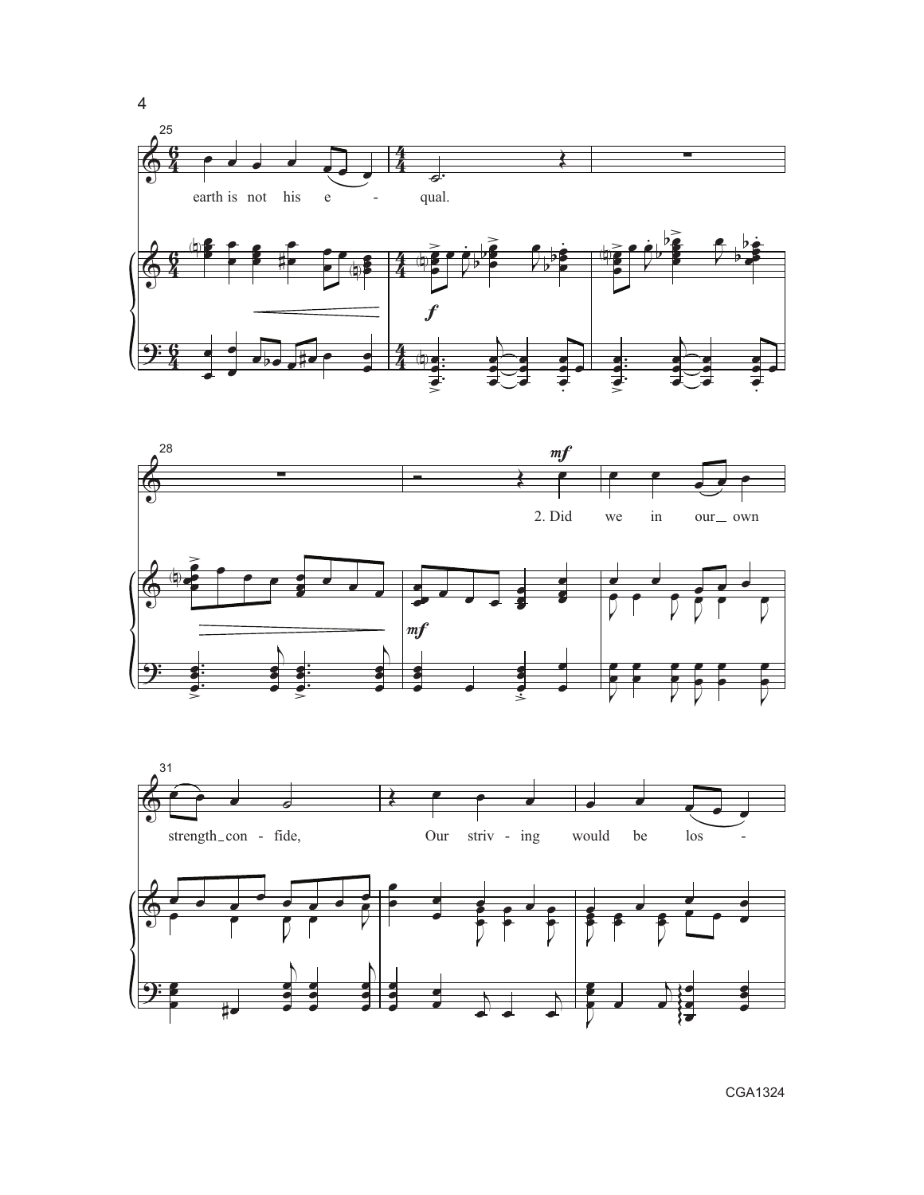earth is not his e - qual.

2. Did we in our_ own

strength_con - fide, Our striv - ing would be los -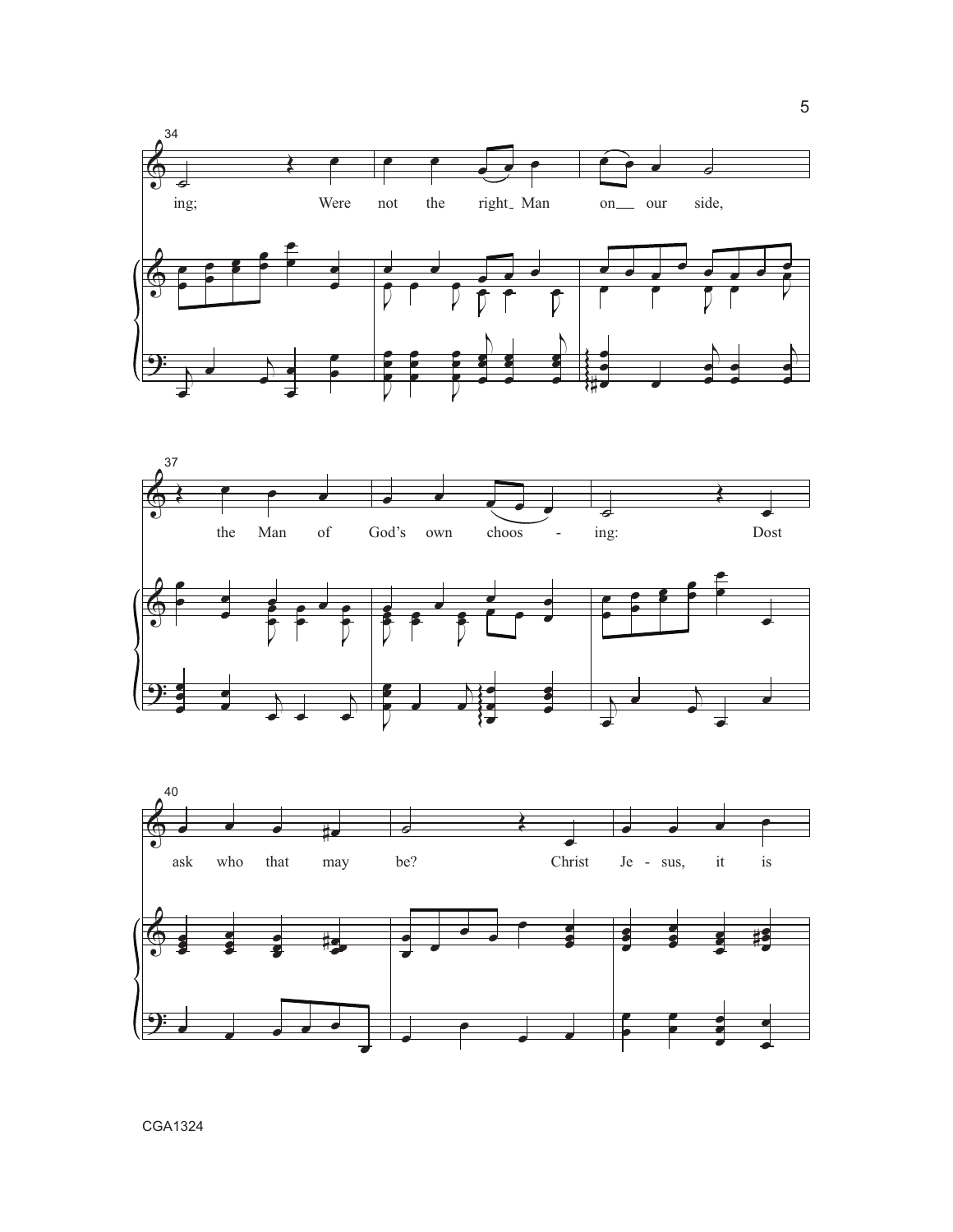34

ing; Were not the right Man on our side,

37

the Man of God's own choos - ing: Dost

40

ask who that may be? Christ Je - sus, it is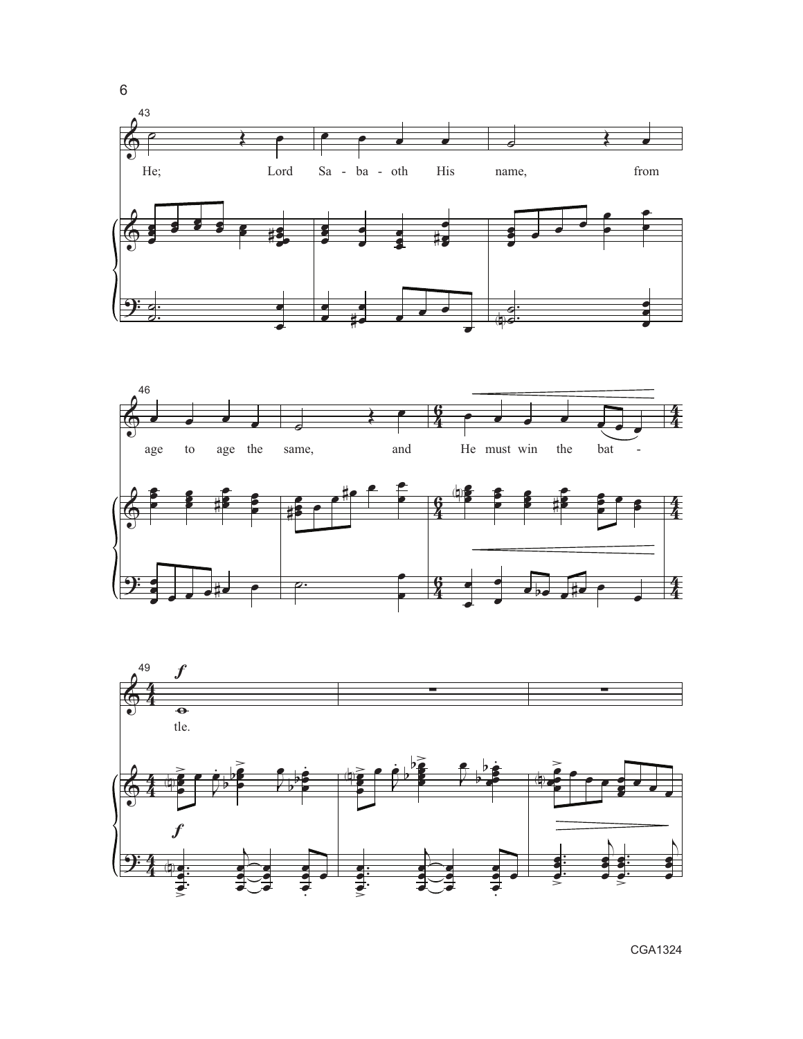43

He; Lord Sa - ba - oth His name, from

46

age to age the same, and He must win the bat -

49

*f*

tle.

*f*

CGA1324